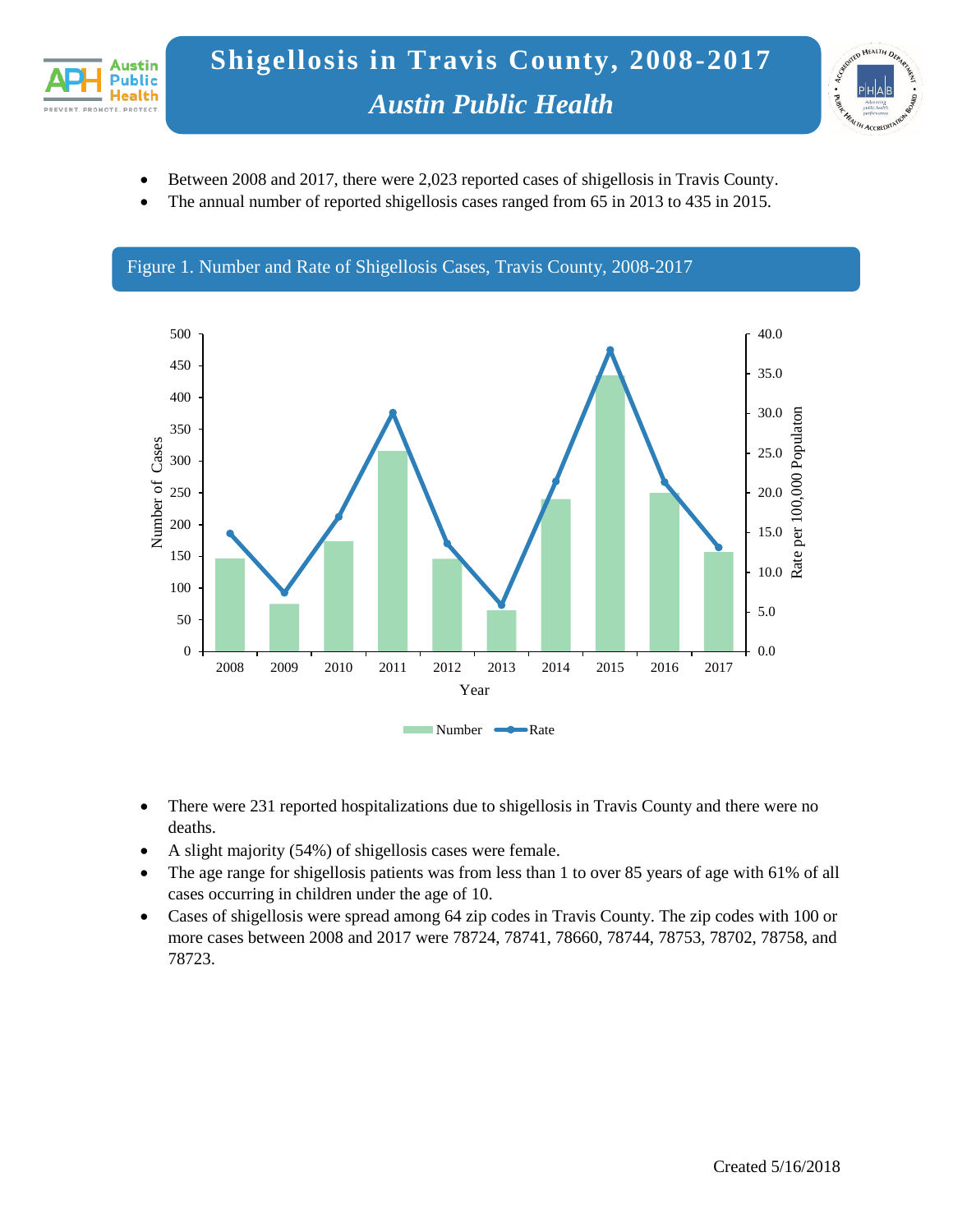# Shigellosis in Travis County, 2008-2017

## *Austin Public Health*

- Between 2008 and 2017, there were 2,023 reported cases of shigellosis in Travis County.
- The annual number of reported shigellosis cases ranged from 65 in 2013 to 435 in 2015.

Figure 1. Number and Rate of Shigellosis Cases, Travis County, 2008-2017

- There were 231 reported hospitalizations due to shigellosis in Travis County and there were no deaths.
- A slight majority (54%) of shigellosis cases were female.
- The age range for shigellosis patients was from less than 1 to over 85 years of age with 61% of all cases occurring in children under the age of 10.
- Cases of shigellosis were spread among 64 zip codes in Travis County. The zip codes with 100 or more cases between 2008 and 2017 were 78724, 78741, 78660, 78744, 78753, 78702, 78758, and 78723.

Created 5/16/2018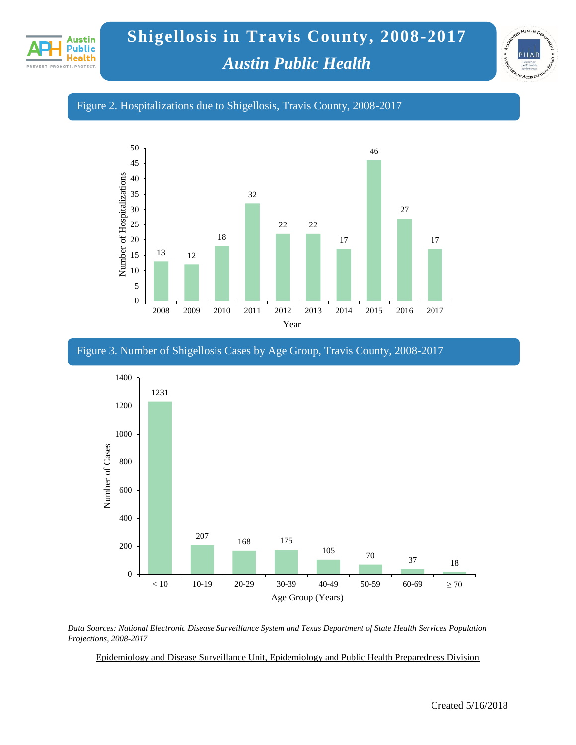# Shigellosis in Travis County, 2008-2017

## *Austin Public Health*

Figure 2. Hospitalizations due to Shigellosis, Travis County, 2008-2017

Number of Hospitalizations

50
45
40
35
30
25
20
15
10
5
0

13 12 18 32 22 22 17 46 27 17

2008 2009 2010 2011 2012 2013 2014 2015 2016 2017

Year

Figure 3. Number of Shigellosis Cases by Age Group, Travis County, 2008-2017

Number of Cases

1400
1200
1000
800
600
400
200
0

1231 207 168 175 105 70 37 18

< 10 10-19 20-29 30-39 40-49 50-59 60-69 ≥ 70

Age Group (Years)

*Data Sources: National Electronic Disease Surveillance System and Texas Department of State Health Services Population Projections, 2008-2017*

Epidemiology and Disease Surveillance Unit, Epidemiology and Public Health Preparedness Division

Created 5/16/2018